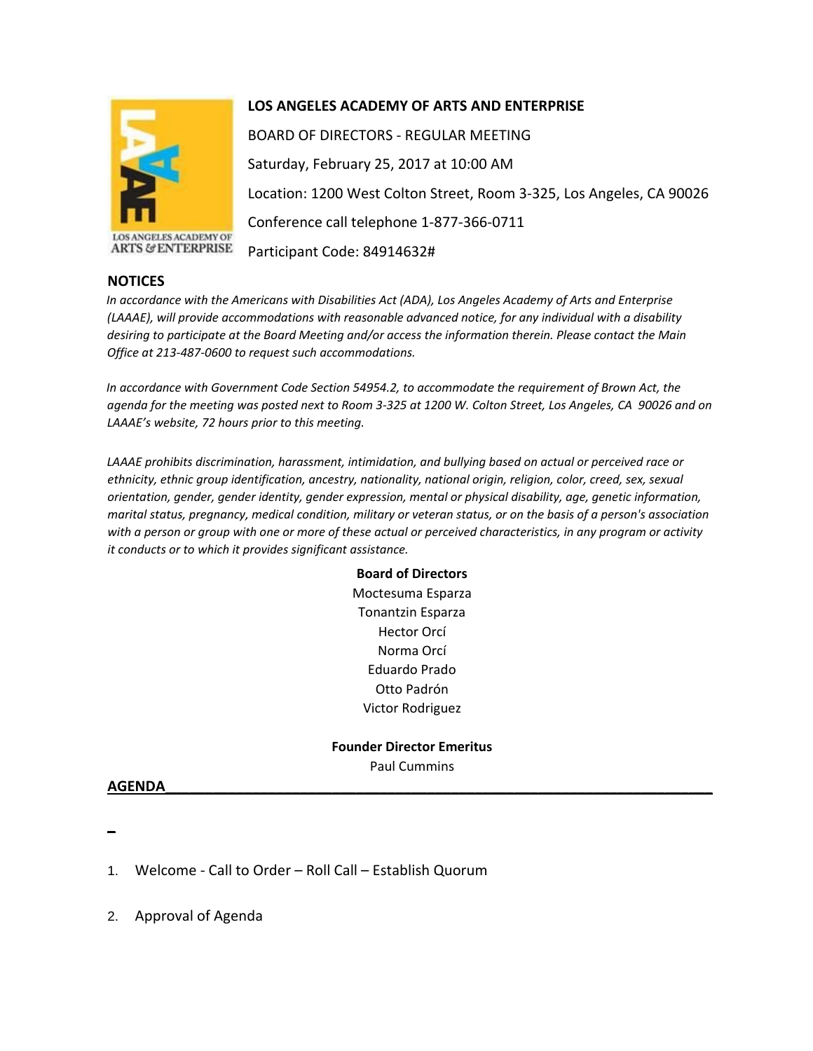# LOS ANGELES ACADEMY OF ARTS AND ENTERPRISE

BOARD OF DIRECTORS - REGULAR MEETING

Saturday, February 25, 2017 at 10:00 AM

Location: 1200 West Colton Street, Room 3-325, Los Angeles, CA 90026

Conference call telephone 1-877-366-0711

Participant Code: 84914632#

## NOTICES

*In accordance with the Americans with Disabilities Act (ADA), Los Angeles Academy of Arts and Enterprise (LAAAE), will provide accommodations with reasonable advanced notice, for any individual with a disability desiring to participate at the Board Meeting and/or access the information therein. Please contact the Main Office at 213-487-0600 to request such accommodations.*

*In accordance with Government Code Section 54954.2, to accommodate the requirement of Brown Act, the agenda for the meeting was posted next to Room 3-325 at 1200 W. Colton Street, Los Angeles, CA 90026 and on LAAAE's website, 72 hours prior to this meeting.*

*LAAAE prohibits discrimination, harassment, intimidation, and bullying based on actual or perceived race or ethnicity, ethnic group identification, ancestry, nationality, national origin, religion, color, creed, sex, sexual orientation, gender, gender identity, gender expression, mental or physical disability, age, genetic information, marital status, pregnancy, medical condition, military or veteran status, or on the basis of a person's association with a person or group with one or more of these actual or perceived characteristics, in any program or activity it conducts or to which it provides significant assistance.*

**Board of Directors**

Moctesuma Esparza
Tonantzin Esparza
Hector Orcí
Norma Orcí
Eduardo Prado
Otto Padrón
Victor Rodriguez

**Founder Director Emeritus**

Paul Cummins

## AGENDA

1. Welcome - Call to Order – Roll Call – Establish Quorum

2. Approval of Agenda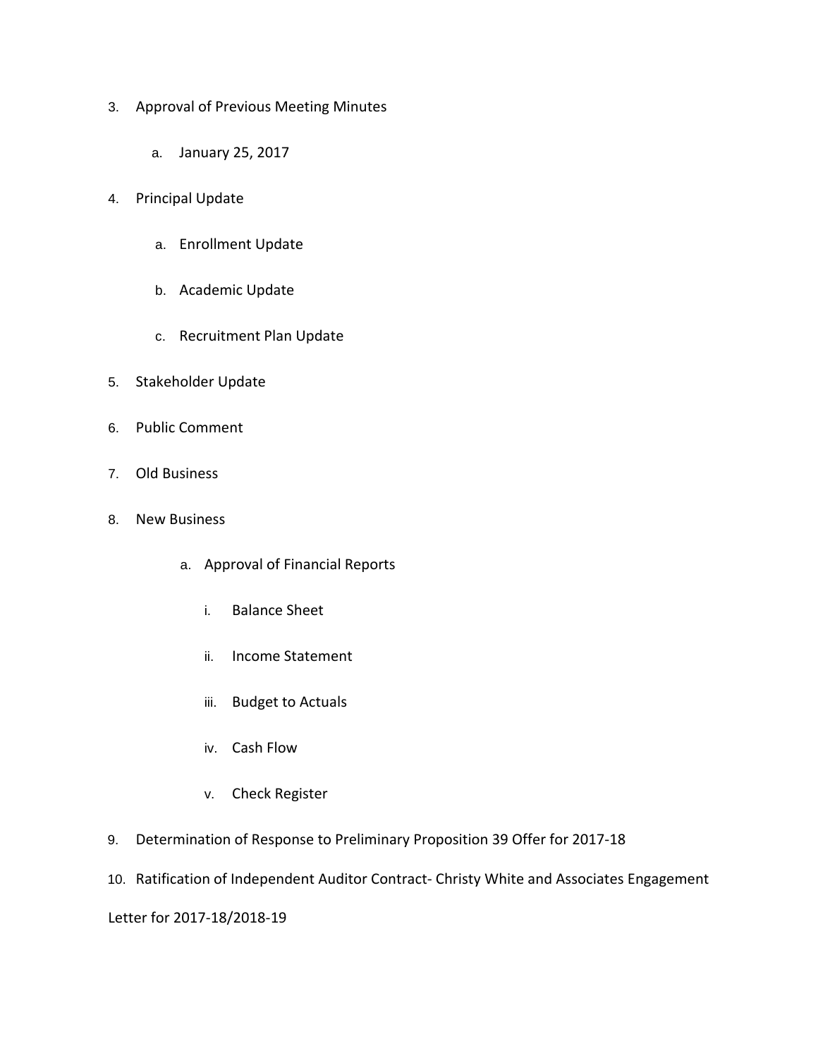3. Approval of Previous Meeting Minutes
    a. January 25, 2017
4. Principal Update
    a. Enrollment Update
    b. Academic Update
    c. Recruitment Plan Update
5. Stakeholder Update
6. Public Comment
7. Old Business
8. New Business
    a. Approval of Financial Reports
        i. Balance Sheet
        ii. Income Statement
        iii. Budget to Actuals
        iv. Cash Flow
        v. Check Register
9. Determination of Response to Preliminary Proposition 39 Offer for 2017-18
10. Ratification of Independent Auditor Contract- Christy White and Associates Engagement Letter for 2017-18/2018-19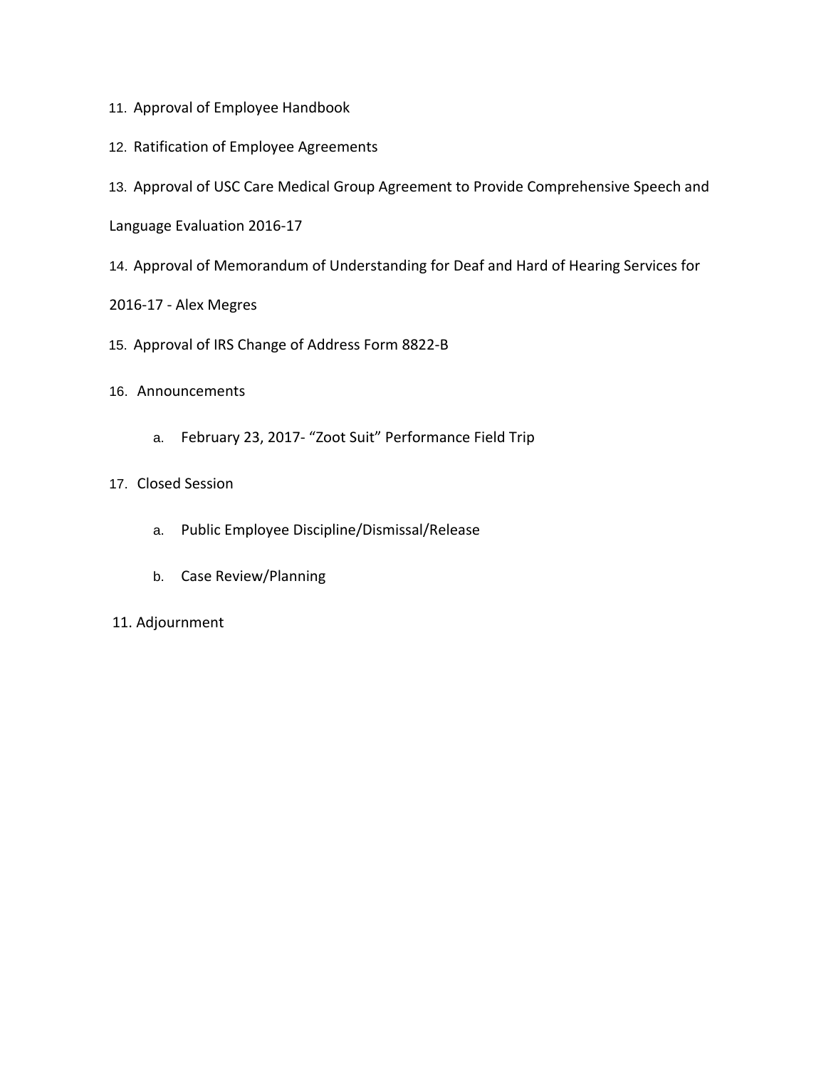11. Approval of Employee Handbook

12. Ratification of Employee Agreements

13. Approval of USC Care Medical Group Agreement to Provide Comprehensive Speech and Language Evaluation 2016-17

14. Approval of Memorandum of Understanding for Deaf and Hard of Hearing Services for 2016-17 - Alex Megres

15. Approval of IRS Change of Address Form 8822-B

16. Announcements

    a. February 23, 2017- "Zoot Suit" Performance Field Trip

17. Closed Session

    a. Public Employee Discipline/Dismissal/Release

    b. Case Review/Planning

11. Adjournment